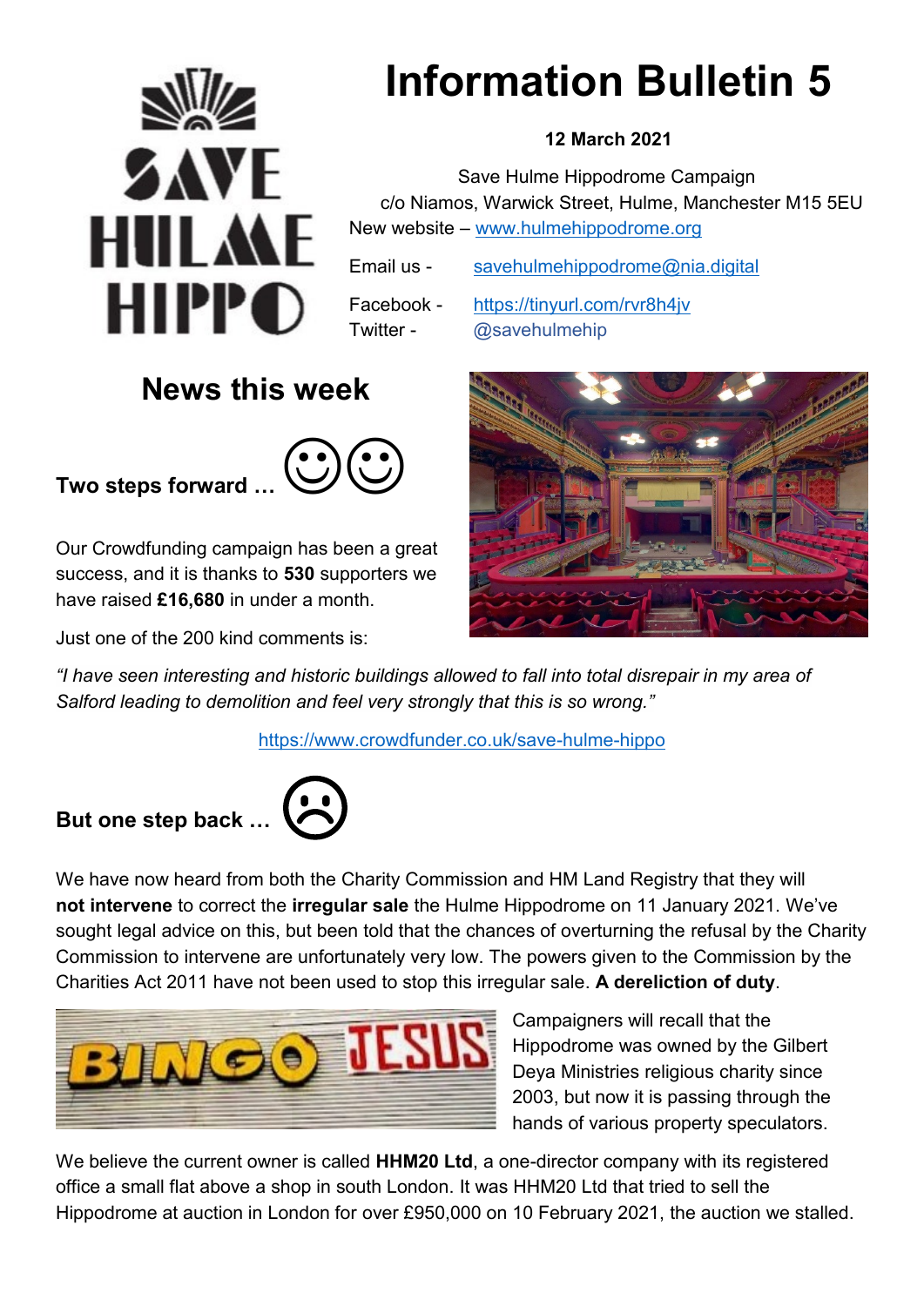# Information Bulletin 5

**12 March 2021**

Save Hulme Hippodrome Campaign
c/o Niamos, Warwick Street, Hulme, Manchester M15 5EU
New website – www.hulmehippodrome.org

Email us - savehulmehippodrome@nia.digital

Facebook - https://tinyurl.com/rvr8h4jv
Twitter - @savehulmehip

## News this week

### Two steps forward … ☺☺

Our Crowdfunding campaign has been a great success, and it is thanks to **530** supporters we have raised **£16,680** in under a month.

Just one of the 200 kind comments is:

*"I have seen interesting and historic buildings allowed to fall into total disrepair in my area of Salford leading to demolition and feel very strongly that this is so wrong."*

https://www.crowdfunder.co.uk/save-hulme-hippo

### But one step back … ☹

We have now heard from both the Charity Commission and HM Land Registry that they will **not intervene** to correct the **irregular sale** the Hulme Hippodrome on 11 January 2021. We've sought legal advice on this, but been told that the chances of overturning the refusal by the Charity Commission to intervene are unfortunately very low. The powers given to the Commission by the Charities Act 2011 have not been used to stop this irregular sale. **A dereliction of duty**.

Campaigners will recall that the Hippodrome was owned by the Gilbert Deya Ministries religious charity since 2003, but now it is passing through the hands of various property speculators.

We believe the current owner is called **HHM20 Ltd**, a one-director company with its registered office a small flat above a shop in south London. It was HHM20 Ltd that tried to sell the Hippodrome at auction in London for over £950,000 on 10 February 2021, the auction we stalled.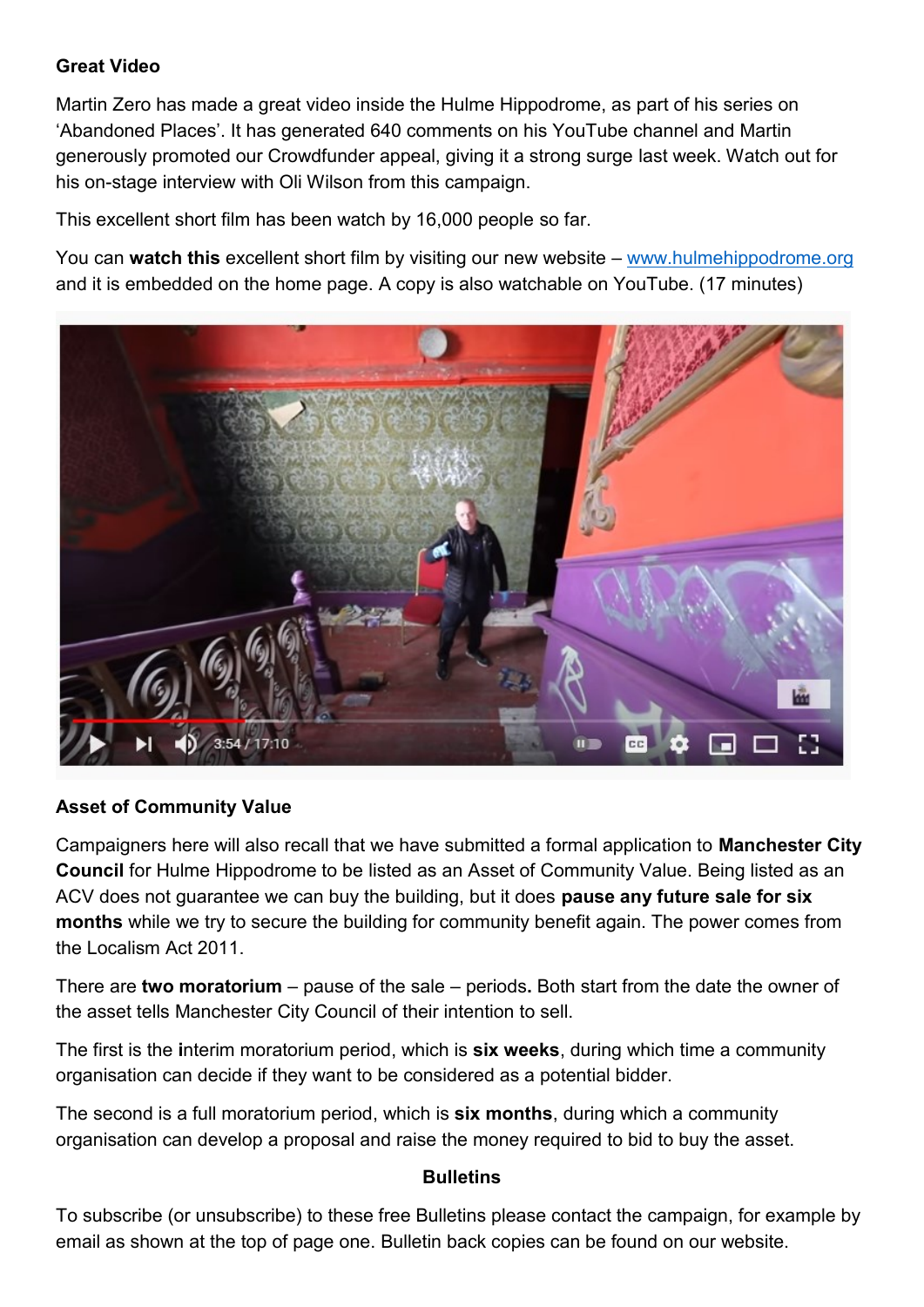**Great Video**

Martin Zero has made a great video inside the Hulme Hippodrome, as part of his series on 'Abandoned Places'. It has generated 640 comments on his YouTube channel and Martin generously promoted our Crowdfunder appeal, giving it a strong surge last week. Watch out for his on-stage interview with Oli Wilson from this campaign.

This excellent short film has been watch by 16,000 people so far.

You can **watch this** excellent short film by visiting our new website – www.hulmehippodrome.org and it is embedded on the home page. A copy is also watchable on YouTube. (17 minutes)

**Asset of Community Value**

Campaigners here will also recall that we have submitted a formal application to **Manchester City Council** for Hulme Hippodrome to be listed as an Asset of Community Value. Being listed as an ACV does not guarantee we can buy the building, but it does **pause any future sale for six months** while we try to secure the building for community benefit again. The power comes from the Localism Act 2011.

There are **two moratorium** – pause of the sale – periods**.** Both start from the date the owner of the asset tells Manchester City Council of their intention to sell.

The first is the **i**nterim moratorium period, which is **six weeks**, during which time a community organisation can decide if they want to be considered as a potential bidder.

The second is a full moratorium period, which is **six months**, during which a community organisation can develop a proposal and raise the money required to bid to buy the asset.

**Bulletins**

To subscribe (or unsubscribe) to these free Bulletins please contact the campaign, for example by email as shown at the top of page one. Bulletin back copies can be found on our website.